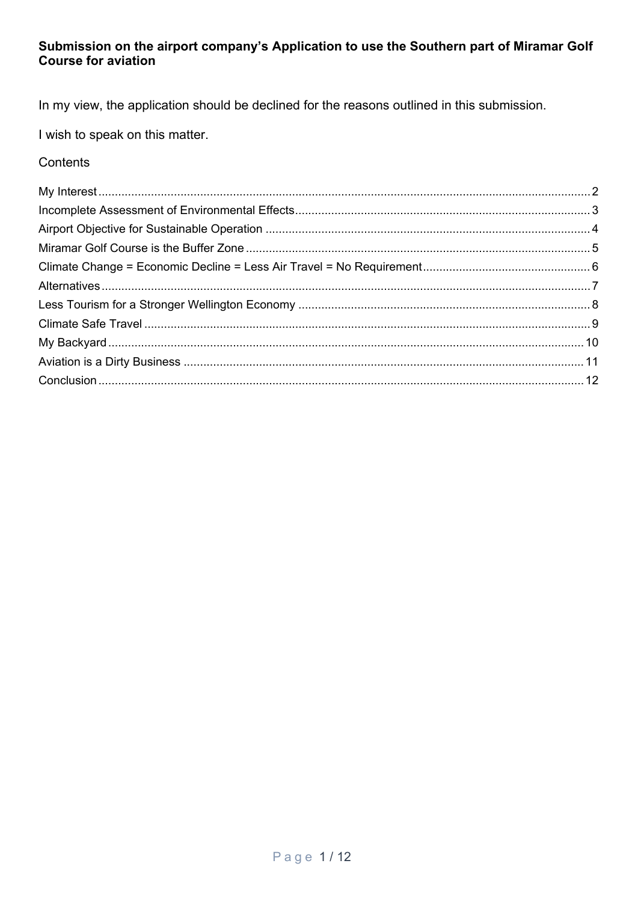**Submission on the airport company's Application to use the Southern part of Miramar Golf Course for aviation**

In my view, the application should be declined for the reasons outlined in this submission.

I wish to speak on this matter.

Contents

My Interest ..... 2
Incomplete Assessment of Environmental Effects ..... 3
Airport Objective for Sustainable Operation ..... 4
Miramar Golf Course is the Buffer Zone ..... 5
Climate Change = Economic Decline = Less Air Travel = No Requirement ..... 6
Alternatives ..... 7
Less Tourism for a Stronger Wellington Economy ..... 8
Climate Safe Travel ..... 9
My Backyard ..... 10
Aviation is a Dirty Business ..... 11
Conclusion ..... 12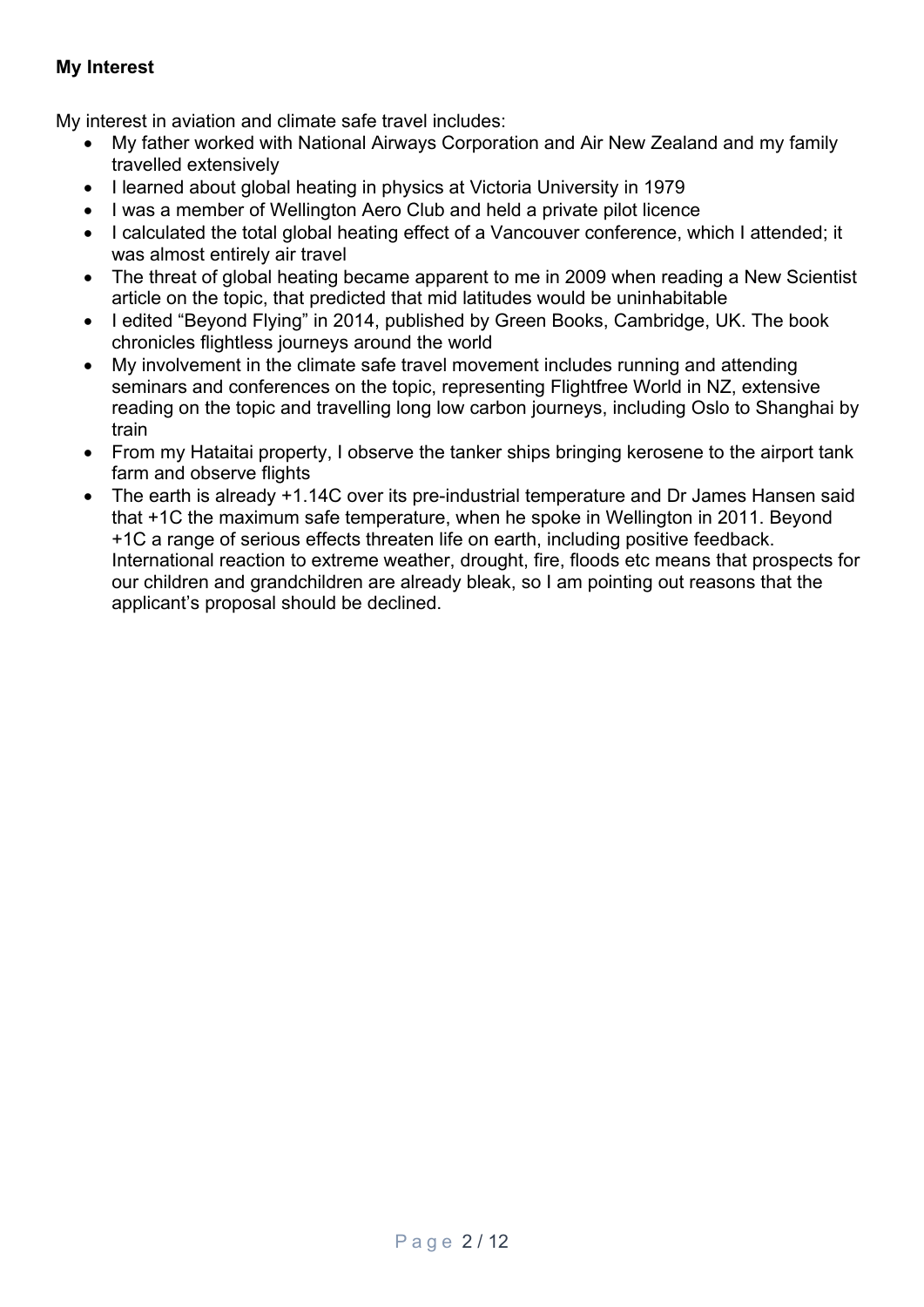**My Interest**

My interest in aviation and climate safe travel includes:

- My father worked with National Airways Corporation and Air New Zealand and my family travelled extensively
- I learned about global heating in physics at Victoria University in 1979
- I was a member of Wellington Aero Club and held a private pilot licence
- I calculated the total global heating effect of a Vancouver conference, which I attended; it was almost entirely air travel
- The threat of global heating became apparent to me in 2009 when reading a New Scientist article on the topic, that predicted that mid latitudes would be uninhabitable
- I edited "Beyond Flying" in 2014, published by Green Books, Cambridge, UK. The book chronicles flightless journeys around the world
- My involvement in the climate safe travel movement includes running and attending seminars and conferences on the topic, representing Flightfree World in NZ, extensive reading on the topic and travelling long low carbon journeys, including Oslo to Shanghai by train
- From my Hataitai property, I observe the tanker ships bringing kerosene to the airport tank farm and observe flights
- The earth is already +1.14C over its pre-industrial temperature and Dr James Hansen said that +1C the maximum safe temperature, when he spoke in Wellington in 2011. Beyond +1C a range of serious effects threaten life on earth, including positive feedback. International reaction to extreme weather, drought, fire, floods etc means that prospects for our children and grandchildren are already bleak, so I am pointing out reasons that the applicant's proposal should be declined.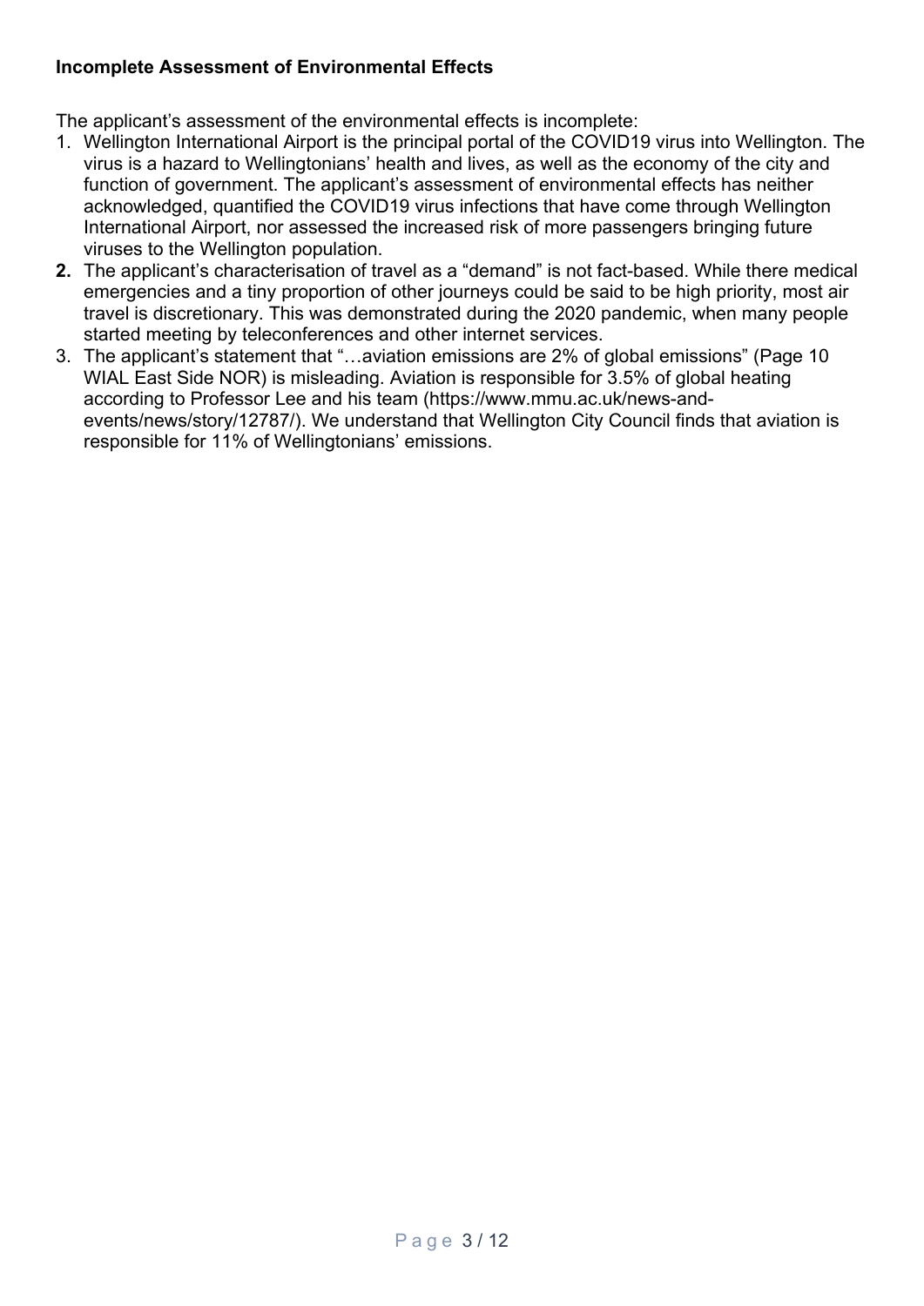**Incomplete Assessment of Environmental Effects**

The applicant's assessment of the environmental effects is incomplete:

1. Wellington International Airport is the principal portal of the COVID19 virus into Wellington. The virus is a hazard to Wellingtonians' health and lives, as well as the economy of the city and function of government. The applicant's assessment of environmental effects has neither acknowledged, quantified the COVID19 virus infections that have come through Wellington International Airport, nor assessed the increased risk of more passengers bringing future viruses to the Wellington population.
2. The applicant's characterisation of travel as a "demand" is not fact-based. While there medical emergencies and a tiny proportion of other journeys could be said to be high priority, most air travel is discretionary. This was demonstrated during the 2020 pandemic, when many people started meeting by teleconferences and other internet services.
3. The applicant's statement that "…aviation emissions are 2% of global emissions" (Page 10 WIAL East Side NOR) is misleading. Aviation is responsible for 3.5% of global heating according to Professor Lee and his team (https://www.mmu.ac.uk/news-and-events/news/story/12787/). We understand that Wellington City Council finds that aviation is responsible for 11% of Wellingtonians' emissions.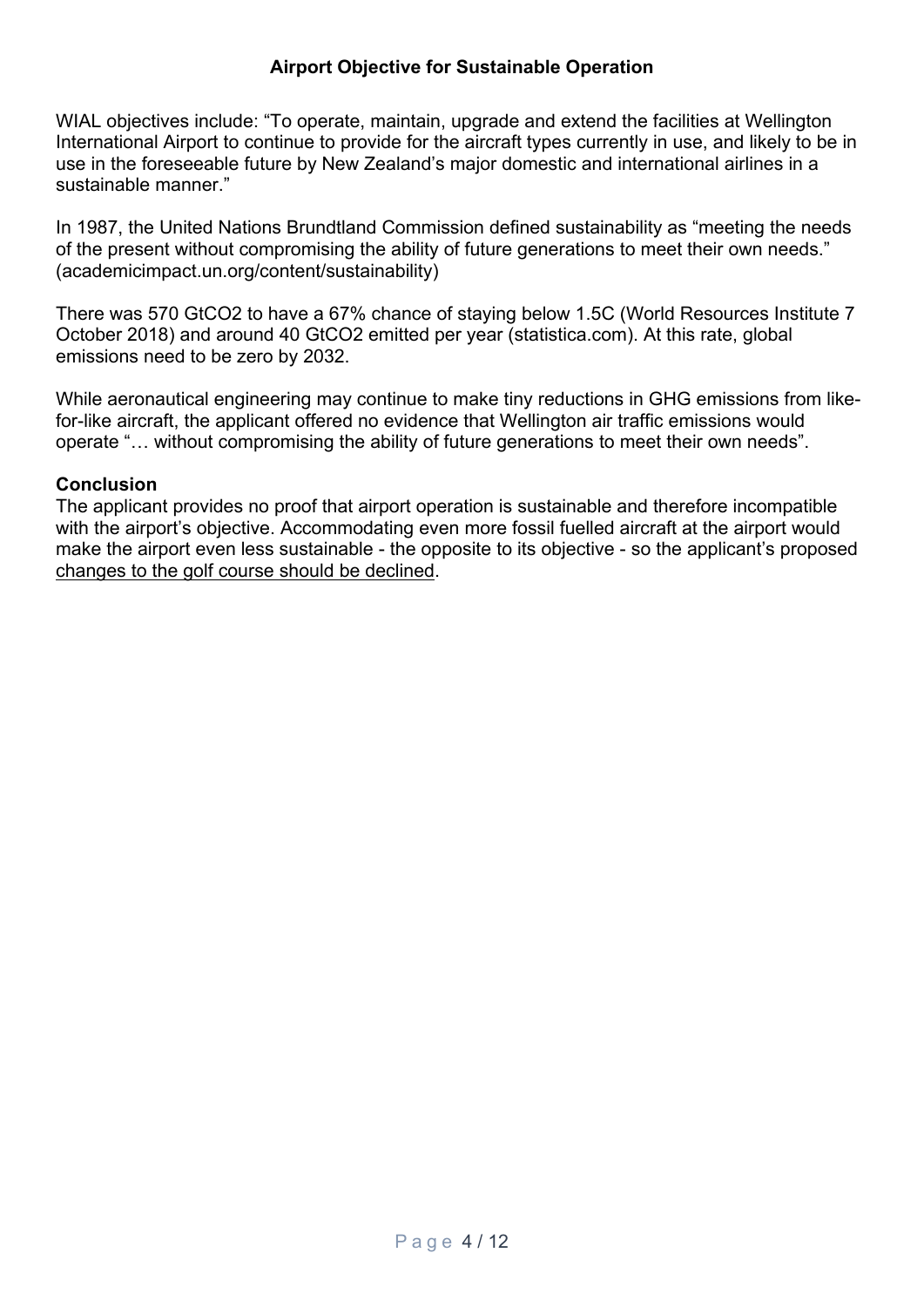## Airport Objective for Sustainable Operation

WIAL objectives include: “To operate, maintain, upgrade and extend the facilities at Wellington International Airport to continue to provide for the aircraft types currently in use, and likely to be in use in the foreseeable future by New Zealand’s major domestic and international airlines in a sustainable manner.”

In 1987, the United Nations Brundtland Commission defined sustainability as “meeting the needs of the present without compromising the ability of future generations to meet their own needs.” (academicimpact.un.org/content/sustainability)

There was 570 $GtCO_2$ to have a 67% chance of staying below 1.5C (World Resources Institute 7 October 2018) and around 40 $GtCO_2$ emitted per year (statistica.com). At this rate, global emissions need to be zero by 2032.

While aeronautical engineering may continue to make tiny reductions in GHG emissions from like-for-like aircraft, the applicant offered no evidence that Wellington air traffic emissions would operate “… without compromising the ability of future generations to meet their own needs”.

**Conclusion**

The applicant provides no proof that airport operation is sustainable and therefore incompatible with the airport’s objective. Accommodating even more fossil fuelled aircraft at the airport would make the airport even less sustainable - the opposite to its objective - so the applicant’s proposed changes to the golf course should be declined.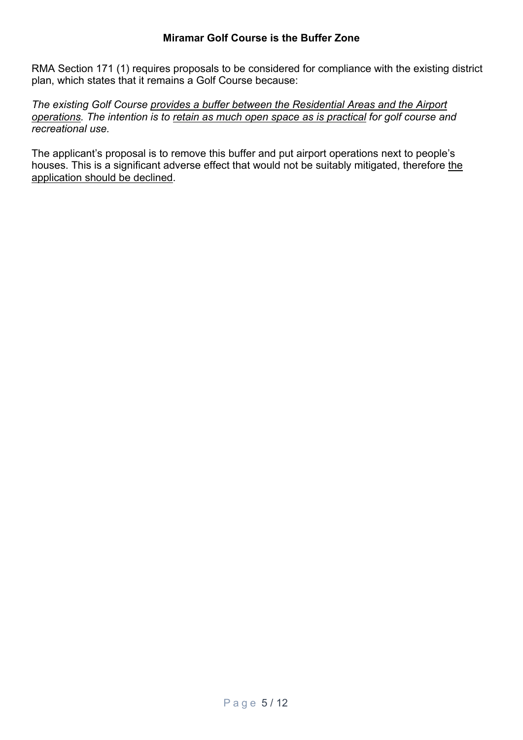## Miramar Golf Course is the Buffer Zone

RMA Section 171 (1) requires proposals to be considered for compliance with the existing district plan, which states that it remains a Golf Course because:

*The existing Golf Course <u>provides a buffer between the Residential Areas and the Airport operations</u>. The intention is to <u>retain as much open space as is practical</u> for golf course and recreational use.*

The applicant's proposal is to remove this buffer and put airport operations next to people's houses. This is a significant adverse effect that would not be suitably mitigated, therefore <u>the application should be declined</u>.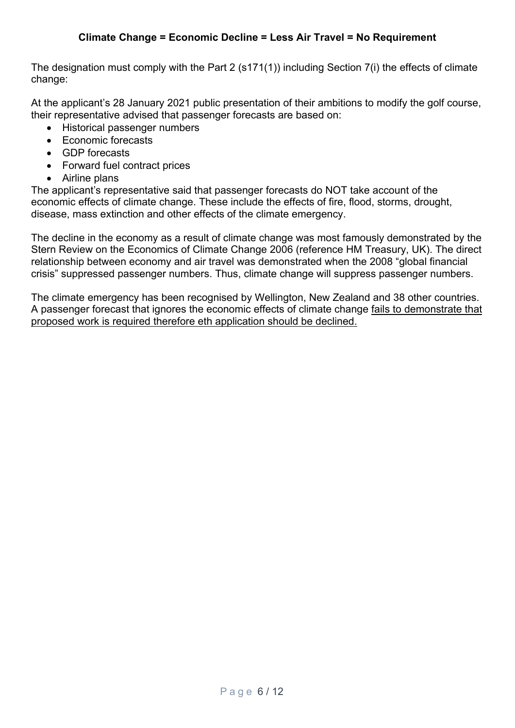**Climate Change = Economic Decline = Less Air Travel = No Requirement**

The designation must comply with the Part 2 (s171(1)) including Section 7(i) the effects of climate change:

At the applicant's 28 January 2021 public presentation of their ambitions to modify the golf course, their representative advised that passenger forecasts are based on:

- Historical passenger numbers
- Economic forecasts
- GDP forecasts
- Forward fuel contract prices
- Airline plans

The applicant's representative said that passenger forecasts do NOT take account of the economic effects of climate change. These include the effects of fire, flood, storms, drought, disease, mass extinction and other effects of the climate emergency.

The decline in the economy as a result of climate change was most famously demonstrated by the Stern Review on the Economics of Climate Change 2006 (reference HM Treasury, UK). The direct relationship between economy and air travel was demonstrated when the 2008 "global financial crisis" suppressed passenger numbers. Thus, climate change will suppress passenger numbers.

The climate emergency has been recognised by Wellington, New Zealand and 38 other countries. A passenger forecast that ignores the economic effects of climate change <u>fails to demonstrate that proposed work is required therefore eth application should be declined.</u>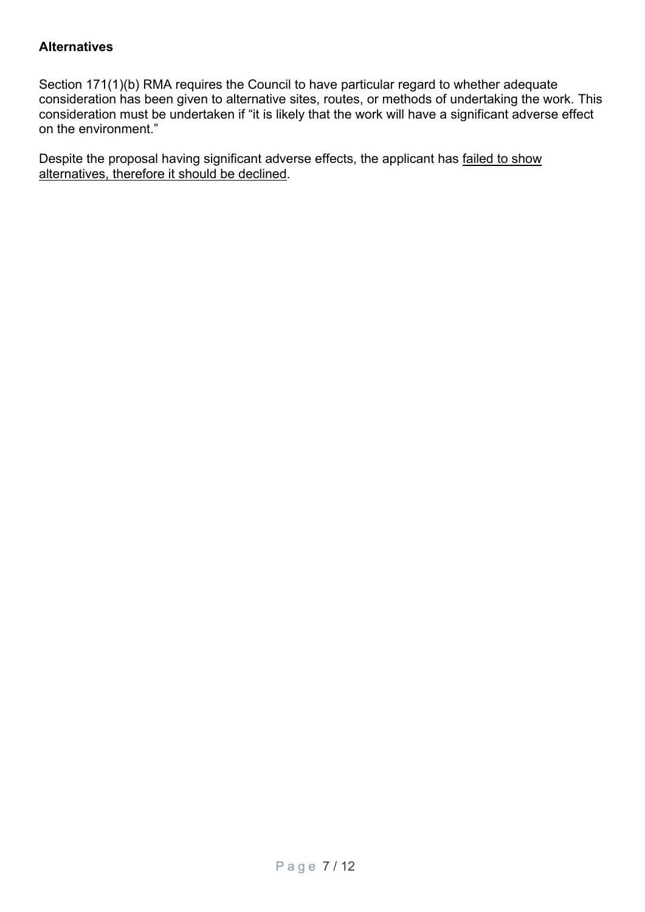**Alternatives**

Section 171(1)(b) RMA requires the Council to have particular regard to whether adequate consideration has been given to alternative sites, routes, or methods of undertaking the work. This consideration must be undertaken if "it is likely that the work will have a significant adverse effect on the environment."

Despite the proposal having significant adverse effects, the applicant has <u>failed to show alternatives, therefore it should be declined</u>.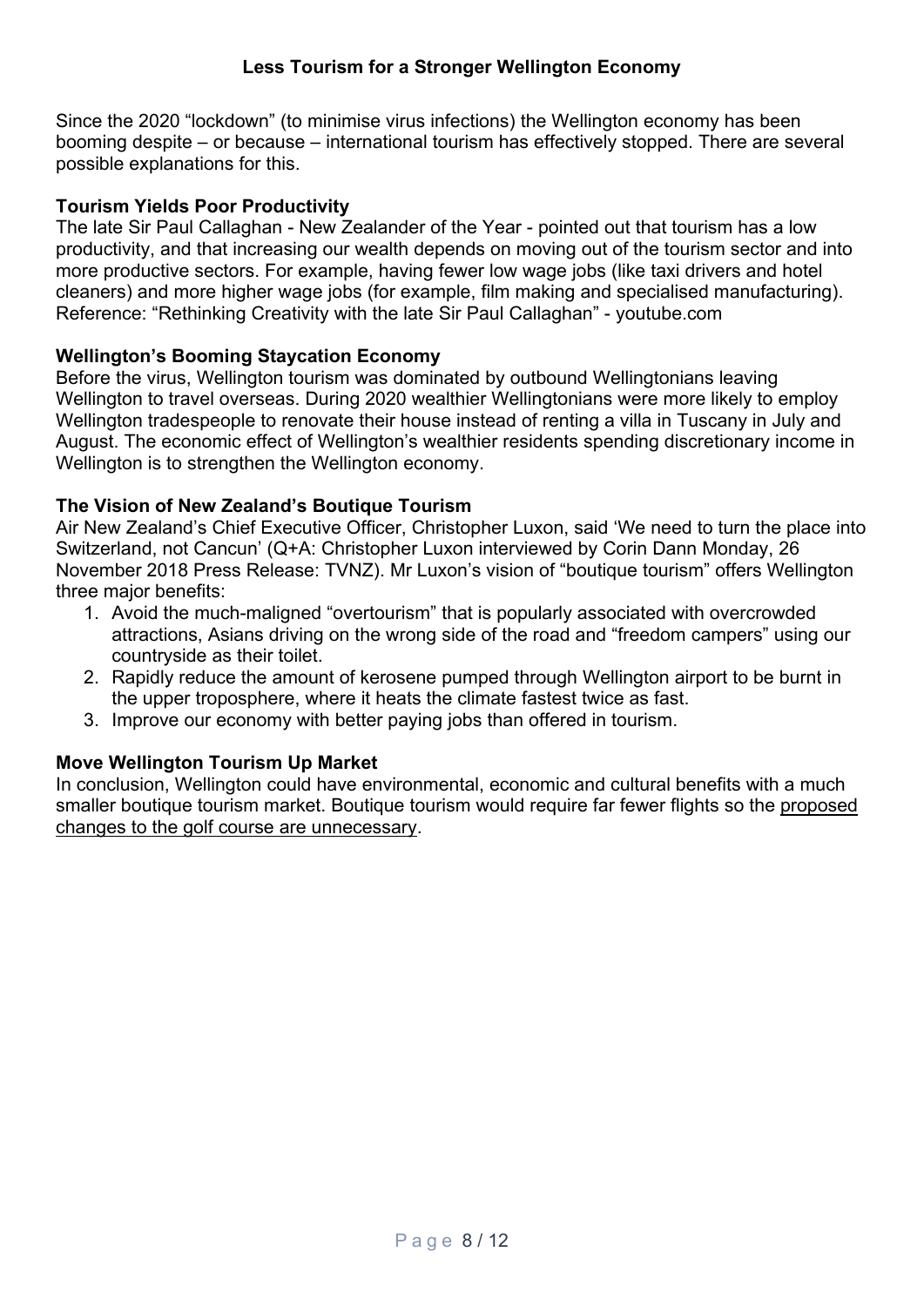# Less Tourism for a Stronger Wellington Economy

Since the 2020 "lockdown" (to minimise virus infections) the Wellington economy has been booming despite – or because – international tourism has effectively stopped. There are several possible explanations for this.

**Tourism Yields Poor Productivity**

The late Sir Paul Callaghan - New Zealander of the Year - pointed out that tourism has a low productivity, and that increasing our wealth depends on moving out of the tourism sector and into more productive sectors. For example, having fewer low wage jobs (like taxi drivers and hotel cleaners) and more higher wage jobs (for example, film making and specialised manufacturing). Reference: "Rethinking Creativity with the late Sir Paul Callaghan" - youtube.com

**Wellington's Booming Staycation Economy**

Before the virus, Wellington tourism was dominated by outbound Wellingtonians leaving Wellington to travel overseas. During 2020 wealthier Wellingtonians were more likely to employ Wellington tradespeople to renovate their house instead of renting a villa in Tuscany in July and August. The economic effect of Wellington's wealthier residents spending discretionary income in Wellington is to strengthen the Wellington economy.

**The Vision of New Zealand's Boutique Tourism**

Air New Zealand's Chief Executive Officer, Christopher Luxon, said 'We need to turn the place into Switzerland, not Cancun' (Q+A: Christopher Luxon interviewed by Corin Dann Monday, 26 November 2018 Press Release: TVNZ). Mr Luxon's vision of "boutique tourism" offers Wellington three major benefits:

1. Avoid the much-maligned "overtourism" that is popularly associated with overcrowded attractions, Asians driving on the wrong side of the road and "freedom campers" using our countryside as their toilet.
2. Rapidly reduce the amount of kerosene pumped through Wellington airport to be burnt in the upper troposphere, where it heats the climate fastest twice as fast.
3. Improve our economy with better paying jobs than offered in tourism.

**Move Wellington Tourism Up Market**

In conclusion, Wellington could have environmental, economic and cultural benefits with a much smaller boutique tourism market. Boutique tourism would require far fewer flights so the proposed changes to the golf course are unnecessary.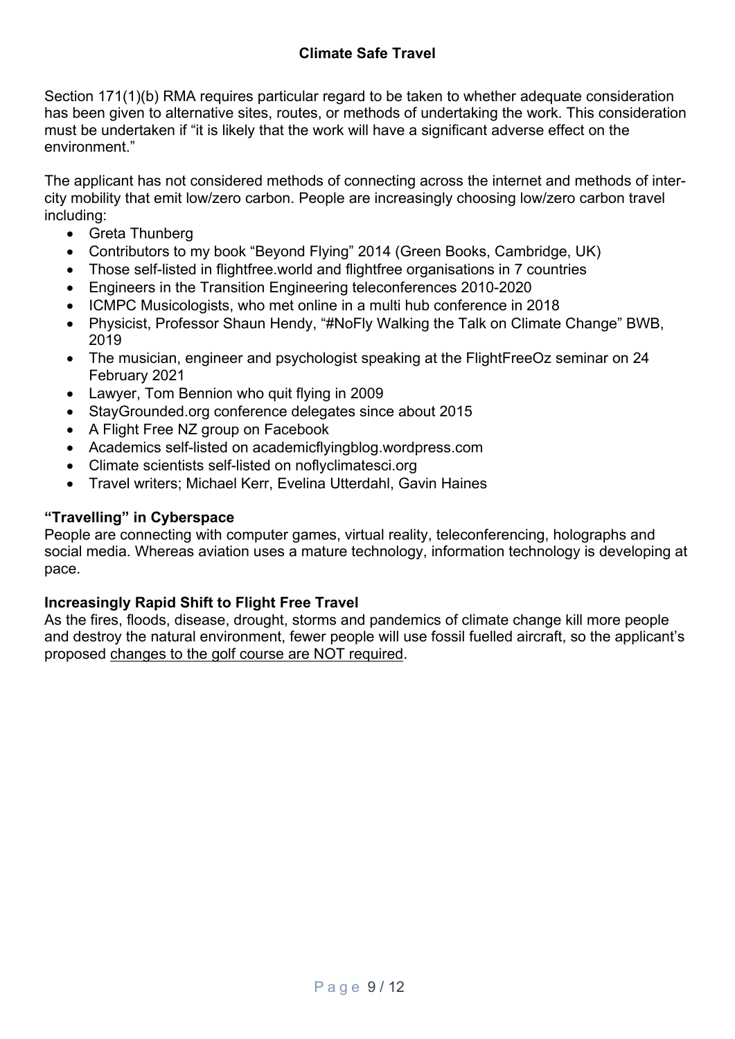## Climate Safe Travel

Section 171(1)(b) RMA requires particular regard to be taken to whether adequate consideration has been given to alternative sites, routes, or methods of undertaking the work. This consideration must be undertaken if "it is likely that the work will have a significant adverse effect on the environment."

The applicant has not considered methods of connecting across the internet and methods of inter-city mobility that emit low/zero carbon. People are increasingly choosing low/zero carbon travel including:

- Greta Thunberg
- Contributors to my book "Beyond Flying" 2014 (Green Books, Cambridge, UK)
- Those self-listed in flightfree.world and flightfree organisations in 7 countries
- Engineers in the Transition Engineering teleconferences 2010-2020
- ICMPC Musicologists, who met online in a multi hub conference in 2018
- Physicist, Professor Shaun Hendy, "#NoFly Walking the Talk on Climate Change" BWB, 2019
- The musician, engineer and psychologist speaking at the FlightFreeOz seminar on 24 February 2021
- Lawyer, Tom Bennion who quit flying in 2009
- StayGrounded.org conference delegates since about 2015
- A Flight Free NZ group on Facebook
- Academics self-listed on academicflyingblog.wordpress.com
- Climate scientists self-listed on noflyclimatesci.org
- Travel writers; Michael Kerr, Evelina Utterdahl, Gavin Haines

### "Travelling" in Cyberspace

People are connecting with computer games, virtual reality, teleconferencing, holographs and social media. Whereas aviation uses a mature technology, information technology is developing at pace.

### Increasingly Rapid Shift to Flight Free Travel

As the fires, floods, disease, drought, storms and pandemics of climate change kill more people and destroy the natural environment, fewer people will use fossil fuelled aircraft, so the applicant's proposed <u>changes to the golf course are NOT required</u>.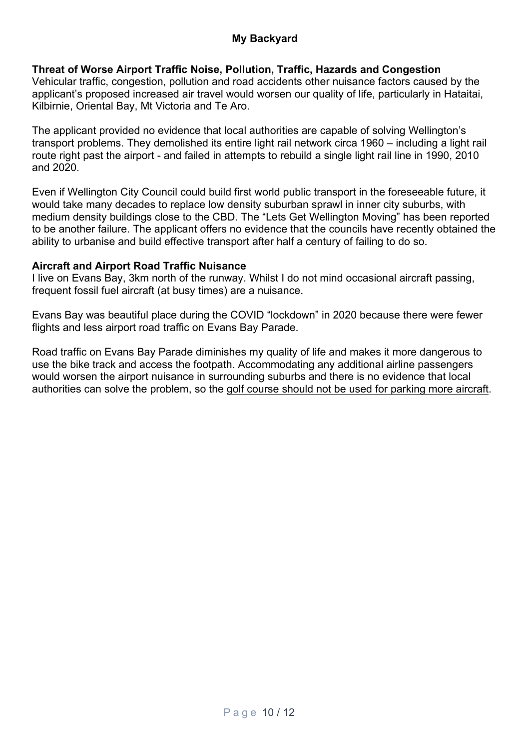## My Backyard

**Threat of Worse Airport Traffic Noise, Pollution, Traffic, Hazards and Congestion**
Vehicular traffic, congestion, pollution and road accidents other nuisance factors caused by the applicant's proposed increased air travel would worsen our quality of life, particularly in Hataitai, Kilbirnie, Oriental Bay, Mt Victoria and Te Aro.

The applicant provided no evidence that local authorities are capable of solving Wellington's transport problems. They demolished its entire light rail network circa 1960 – including a light rail route right past the airport - and failed in attempts to rebuild a single light rail line in 1990, 2010 and 2020.

Even if Wellington City Council could build first world public transport in the foreseeable future, it would take many decades to replace low density suburban sprawl in inner city suburbs, with medium density buildings close to the CBD. The "Lets Get Wellington Moving" has been reported to be another failure. The applicant offers no evidence that the councils have recently obtained the ability to urbanise and build effective transport after half a century of failing to do so.

**Aircraft and Airport Road Traffic Nuisance**
I live on Evans Bay, 3km north of the runway. Whilst I do not mind occasional aircraft passing, frequent fossil fuel aircraft (at busy times) are a nuisance.

Evans Bay was beautiful place during the COVID "lockdown" in 2020 because there were fewer flights and less airport road traffic on Evans Bay Parade.

Road traffic on Evans Bay Parade diminishes my quality of life and makes it more dangerous to use the bike track and access the footpath. Accommodating any additional airline passengers would worsen the airport nuisance in surrounding suburbs and there is no evidence that local authorities can solve the problem, so the <u>golf course should not be used for parking more aircraft</u>.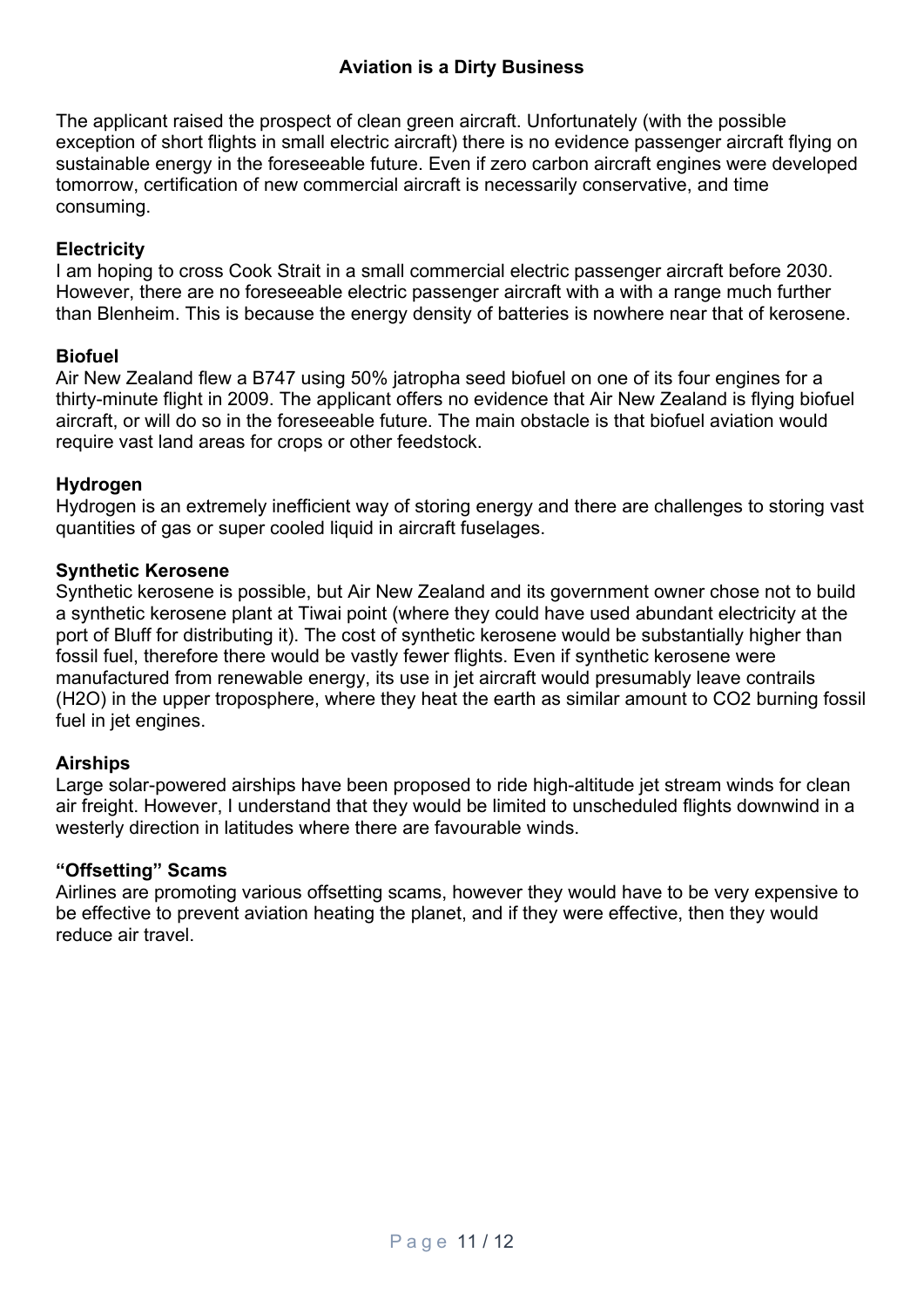## Aviation is a Dirty Business

The applicant raised the prospect of clean green aircraft. Unfortunately (with the possible exception of short flights in small electric aircraft) there is no evidence passenger aircraft flying on sustainable energy in the foreseeable future. Even if zero carbon aircraft engines were developed tomorrow, certification of new commercial aircraft is necessarily conservative, and time consuming.

**Electricity**
I am hoping to cross Cook Strait in a small commercial electric passenger aircraft before 2030. However, there are no foreseeable electric passenger aircraft with a with a range much further than Blenheim. This is because the energy density of batteries is nowhere near that of kerosene.

**Biofuel**
Air New Zealand flew a B747 using 50% jatropha seed biofuel on one of its four engines for a thirty-minute flight in 2009. The applicant offers no evidence that Air New Zealand is flying biofuel aircraft, or will do so in the foreseeable future. The main obstacle is that biofuel aviation would require vast land areas for crops or other feedstock.

**Hydrogen**
Hydrogen is an extremely inefficient way of storing energy and there are challenges to storing vast quantities of gas or super cooled liquid in aircraft fuselages.

**Synthetic Kerosene**
Synthetic kerosene is possible, but Air New Zealand and its government owner chose not to build a synthetic kerosene plant at Tiwai point (where they could have used abundant electricity at the port of Bluff for distributing it). The cost of synthetic kerosene would be substantially higher than fossil fuel, therefore there would be vastly fewer flights. Even if synthetic kerosene were manufactured from renewable energy, its use in jet aircraft would presumably leave contrails ($H_2O$) in the upper troposphere, where they heat the earth as similar amount to $CO_2$ burning fossil fuel in jet engines.

**Airships**
Large solar-powered airships have been proposed to ride high-altitude jet stream winds for clean air freight. However, I understand that they would be limited to unscheduled flights downwind in a westerly direction in latitudes where there are favourable winds.

**"Offsetting" Scams**
Airlines are promoting various offsetting scams, however they would have to be very expensive to be effective to prevent aviation heating the planet, and if they were effective, then they would reduce air travel.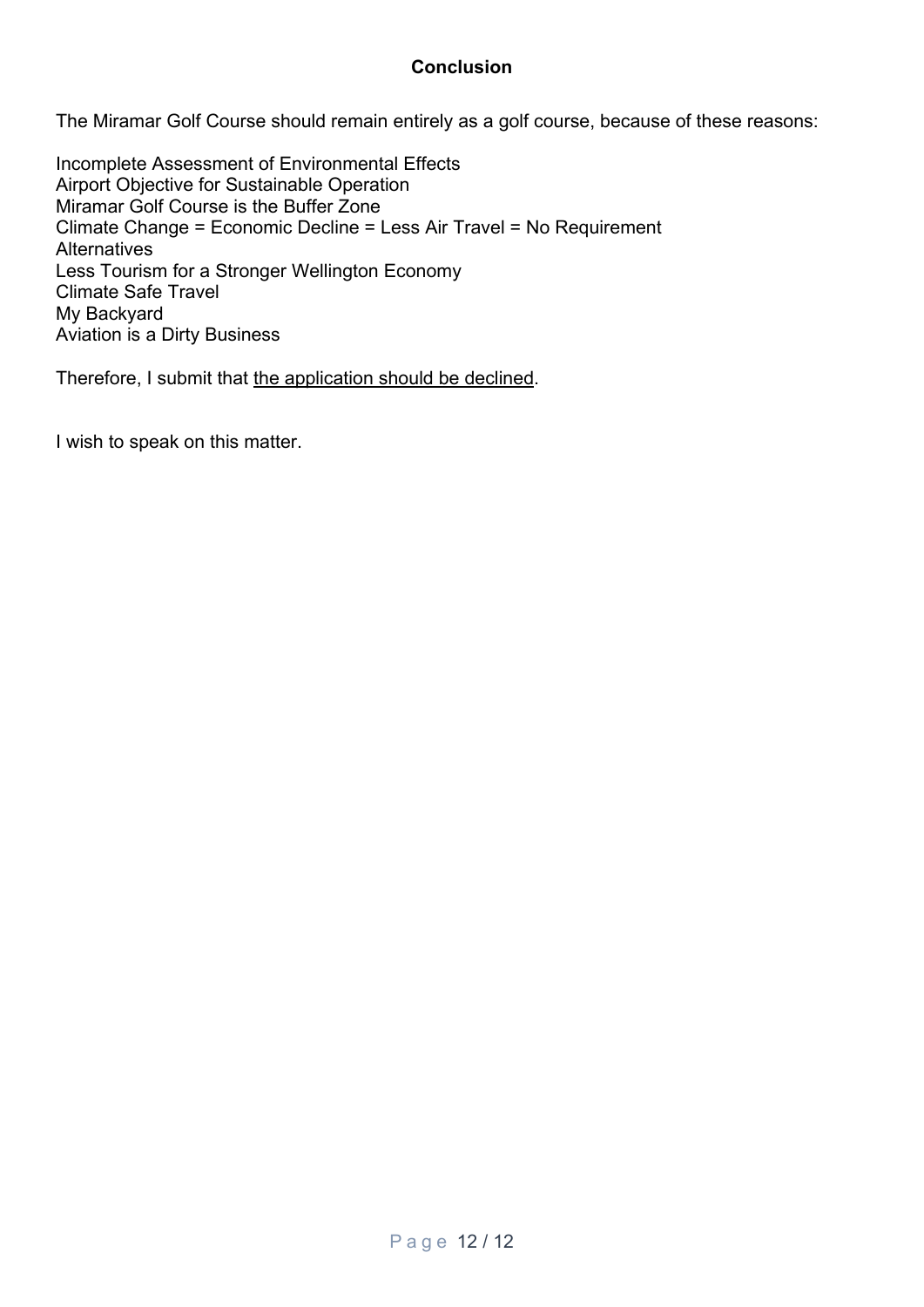## Conclusion

The Miramar Golf Course should remain entirely as a golf course, because of these reasons:

Incomplete Assessment of Environmental Effects
Airport Objective for Sustainable Operation
Miramar Golf Course is the Buffer Zone
Climate Change = Economic Decline = Less Air Travel = No Requirement
Alternatives
Less Tourism for a Stronger Wellington Economy
Climate Safe Travel
My Backyard
Aviation is a Dirty Business

Therefore, I submit that <u>the application should be declined</u>.

I wish to speak on this matter.